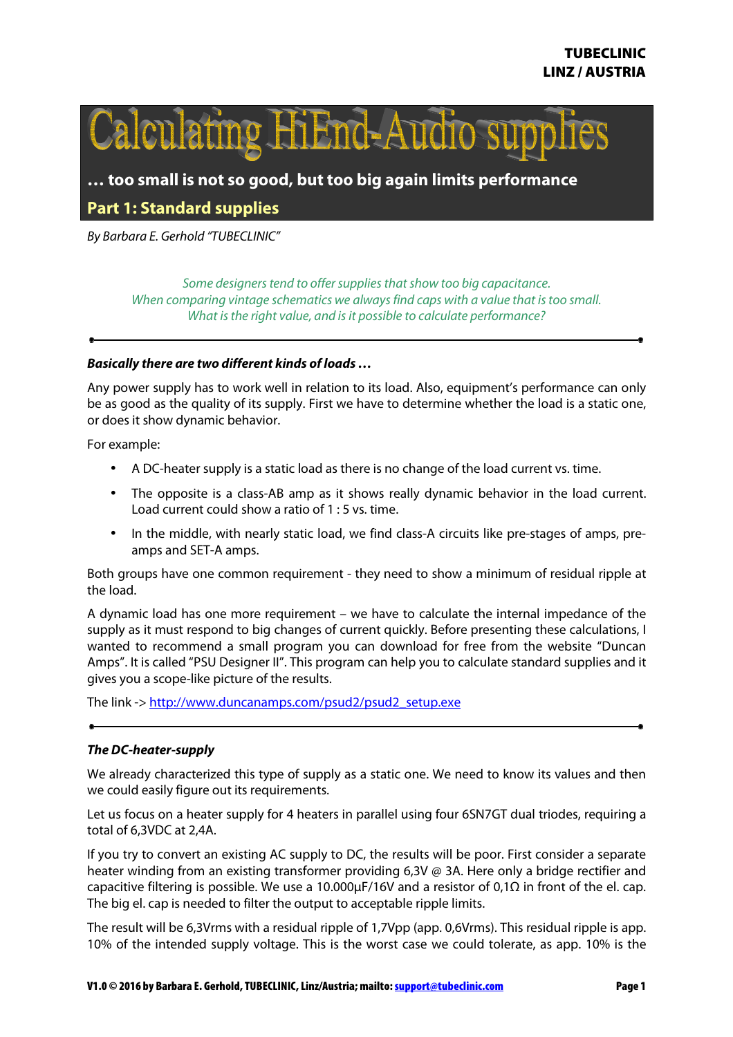# Calculating HiEnd-Audio supplies

**… too small is not so good, but too big again limits performance**

## Part 1: Standard supplies

*By Barbara E. Gerhold "TUBECLINIC"*

*Some designers tend to offer supplies that show too big capacitance.*
*When comparing vintage schematics we always find caps with a value that is too small.*
*What is the right value, and is it possible to calculate performance?*

---

***Basically there are two different kinds of loads …***

Any power supply has to work well in relation to its load. Also, equipment's performance can only be as good as the quality of its supply. First we have to determine whether the load is a static one, or does it show dynamic behavior.

For example:

- A DC-heater supply is a static load as there is no change of the load current vs. time.
- The opposite is a class-AB amp as it shows really dynamic behavior in the load current. Load current could show a ratio of 1 : 5 vs. time.
- In the middle, with nearly static load, we find class-A circuits like pre-stages of amps, pre-amps and SET-A amps.

Both groups have one common requirement - they need to show a minimum of residual ripple at the load.

A dynamic load has one more requirement – we have to calculate the internal impedance of the supply as it must respond to big changes of current quickly. Before presenting these calculations, I wanted to recommend a small program you can download for free from the website "Duncan Amps". It is called "PSU Designer II". This program can help you to calculate standard supplies and it gives you a scope-like picture of the results.

The link -> [http://www.duncanamps.com/psud2/psud2_setup.exe](http://www.duncanamps.com/psud2/psud2_setup.exe)

---

***The DC-heater-supply***

We already characterized this type of supply as a static one. We need to know its values and then we could easily figure out its requirements.

Let us focus on a heater supply for 4 heaters in parallel using four 6SN7GT dual triodes, requiring a total of 6,3VDC at 2,4A.

If you try to convert an existing AC supply to DC, the results will be poor. First consider a separate heater winding from an existing transformer providing 6,3V @ 3A. Here only a bridge rectifier and capacitive filtering is possible. We use a 10.000µF/16V and a resistor of 0,1Ω in front of the el. cap. The big el. cap is needed to filter the output to acceptable ripple limits.

The result will be 6,3Vrms with a residual ripple of 1,7Vpp (app. 0,6Vrms). This residual ripple is app. 10% of the intended supply voltage. This is the worst case we could tolerate, as app. 10% is the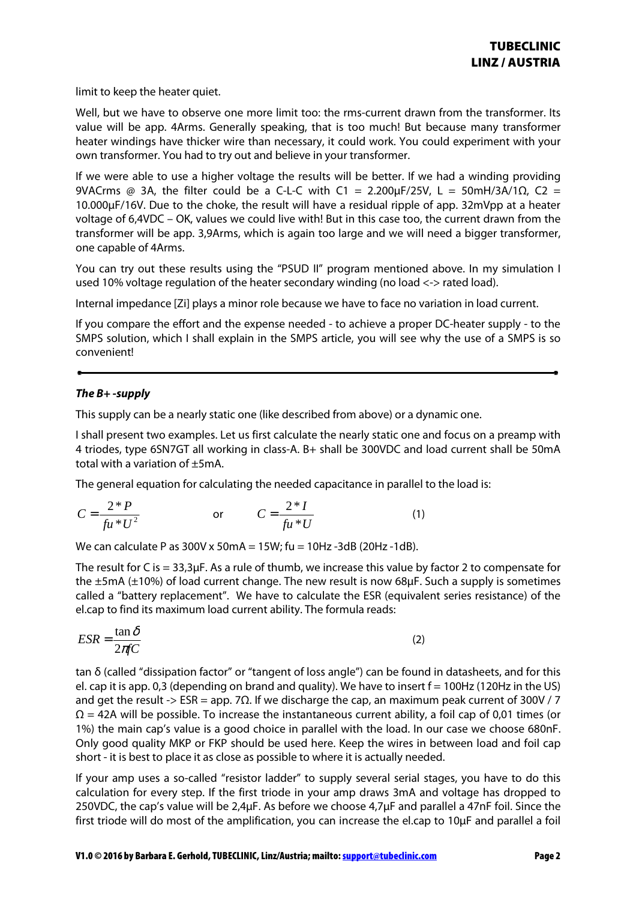limit to keep the heater quiet.

Well, but we have to observe one more limit too: the rms-current drawn from the transformer. Its value will be app. 4Arms. Generally speaking, that is too much! But because many transformer heater windings have thicker wire than necessary, it could work. You could experiment with your own transformer. You had to try out and believe in your transformer.

If we were able to use a higher voltage the results will be better. If we had a winding providing 9VACrms @ 3A, the filter could be a C-L-C with C1 = 2.200µF/25V, L = 50mH/3A/1Ω, C2 = 10.000µF/16V. Due to the choke, the result will have a residual ripple of app. 32mVpp at a heater voltage of 6,4VDC – OK, values we could live with! But in this case too, the current drawn from the transformer will be app. 3,9Arms, which is again too large and we will need a bigger transformer, one capable of 4Arms.

You can try out these results using the "PSUD II" program mentioned above. In my simulation I used 10% voltage regulation of the heater secondary winding (no load <-> rated load).

Internal impedance [Zi] plays a minor role because we have to face no variation in load current.

If you compare the effort and the expense needed - to achieve a proper DC-heater supply - to the SMPS solution, which I shall explain in the SMPS article, you will see why the use of a SMPS is so convenient!

---

### *The B+ -supply*

This supply can be a nearly static one (like described from above) or a dynamic one.

I shall present two examples. Let us first calculate the nearly static one and focus on a preamp with 4 triodes, type 6SN7GT all working in class-A. B+ shall be 300VDC and load current shall be 50mA total with a variation of ±5mA.

The general equation for calculating the needed capacitance in parallel to the load is:

$$C = \frac{2 * P}{fu * U^2} \qquad \text{or} \qquad C = \frac{2 * I}{fu * U} \qquad (1)$$

We can calculate P as 300V x 50mA = 15W; fu = 10Hz -3dB (20Hz -1dB).

The result for C is = 33,3µF. As a rule of thumb, we increase this value by factor 2 to compensate for the ±5mA (±10%) of load current change. The new result is now 68µF. Such a supply is sometimes called a "battery replacement". We have to calculate the ESR (equivalent series resistance) of the el.cap to find its maximum load current ability. The formula reads:

$$ESR = \frac{\tan \delta}{2\pi f C} \qquad (2)$$

tan δ (called "dissipation factor" or "tangent of loss angle") can be found in datasheets, and for this el. cap it is app. 0,3 (depending on brand and quality). We have to insert f = 100Hz (120Hz in the US) and get the result -> ESR = app. 7Ω. If we discharge the cap, an maximum peak current of 300V / 7 Ω = 42A will be possible. To increase the instantaneous current ability, a foil cap of 0,01 times (or 1%) the main cap's value is a good choice in parallel with the load. In our case we choose 680nF. Only good quality MKP or FKP should be used here. Keep the wires in between load and foil cap short - it is best to place it as close as possible to where it is actually needed.

If your amp uses a so-called "resistor ladder" to supply several serial stages, you have to do this calculation for every step. If the first triode in your amp draws 3mA and voltage has dropped to 250VDC, the cap's value will be 2,4µF. As before we choose 4,7µF and parallel a 47nF foil. Since the first triode will do most of the amplification, you can increase the el.cap to 10µF and parallel a foil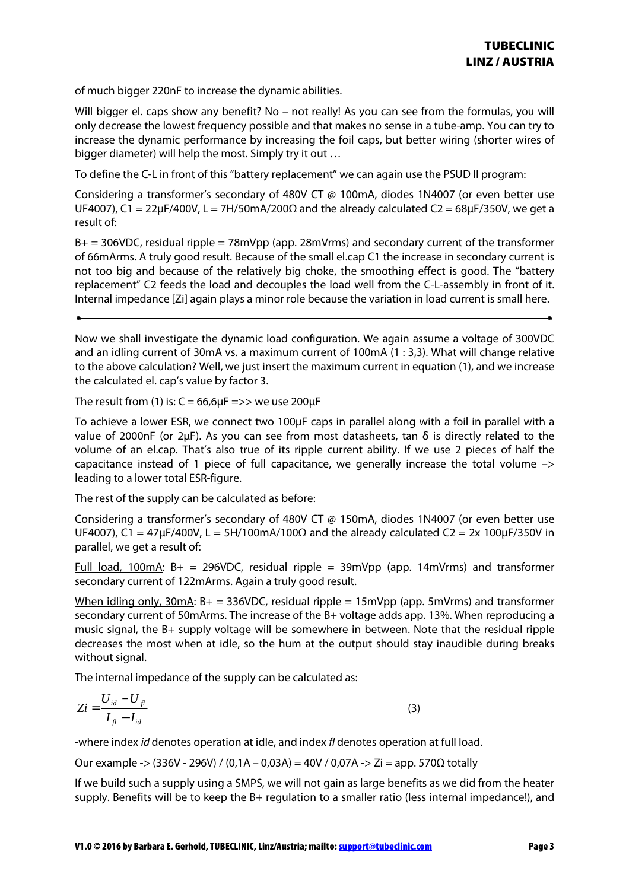of much bigger 220nF to increase the dynamic abilities.

Will bigger el. caps show any benefit? No – not really! As you can see from the formulas, you will only decrease the lowest frequency possible and that makes no sense in a tube-amp. You can try to increase the dynamic performance by increasing the foil caps, but better wiring (shorter wires of bigger diameter) will help the most. Simply try it out …

To define the C-L in front of this "battery replacement" we can again use the PSUD II program:

Considering a transformer's secondary of 480V CT @ 100mA, diodes 1N4007 (or even better use UF4007), C1 = 22µF/400V, L = 7H/50mA/200Ω and the already calculated C2 = 68µF/350V, we get a result of:

B+ = 306VDC, residual ripple = 78mVpp (app. 28mVrms) and secondary current of the transformer of 66mArms. A truly good result. Because of the small el.cap C1 the increase in secondary current is not too big and because of the relatively big choke, the smoothing effect is good. The "battery replacement" C2 feeds the load and decouples the load well from the C-L-assembly in front of it. Internal impedance [Zi] again plays a minor role because the variation in load current is small here.

---

Now we shall investigate the dynamic load configuration. We again assume a voltage of 300VDC and an idling current of 30mA vs. a maximum current of 100mA (1 : 3,3). What will change relative to the above calculation? Well, we just insert the maximum current in equation (1), and we increase the calculated el. cap's value by factor 3.

The result from (1) is: C = 66,6µF =>> we use 200µF

To achieve a lower ESR, we connect two 100µF caps in parallel along with a foil in parallel with a value of 2000nF (or 2µF). As you can see from most datasheets, tan δ is directly related to the volume of an el.cap. That's also true of its ripple current ability. If we use 2 pieces of half the capacitance instead of 1 piece of full capacitance, we generally increase the total volume –> leading to a lower total ESR-figure.

The rest of the supply can be calculated as before:

Considering a transformer's secondary of 480V CT @ 150mA, diodes 1N4007 (or even better use UF4007), C1 = 47µF/400V, L = 5H/100mA/100Ω and the already calculated C2 = 2x 100µF/350V in parallel, we get a result of:

<u>Full load, 100mA</u>: B+ = 296VDC, residual ripple = 39mVpp (app. 14mVrms) and transformer secondary current of 122mArms. Again a truly good result.

<u>When idling only, 30mA</u>: B+ = 336VDC, residual ripple = 15mVpp (app. 5mVrms) and transformer secondary current of 50mArms. The increase of the B+ voltage adds app. 13%. When reproducing a music signal, the B+ supply voltage will be somewhere in between. Note that the residual ripple decreases the most when at idle, so the hum at the output should stay inaudible during breaks without signal.

The internal impedance of the supply can be calculated as:

$$Zi = \frac{U_{id} - U_{fl}}{I_{fl} - I_{id}} \qquad (3)$$

-where index *id* denotes operation at idle, and index *fl* denotes operation at full load.

Our example -> (336V - 296V) / (0,1A – 0,03A) = 40V / 0,07A -> <u>Zi = app. 570Ω totally</u>

If we build such a supply using a SMPS, we will not gain as large benefits as we did from the heater supply. Benefits will be to keep the B+ regulation to a smaller ratio (less internal impedance!), and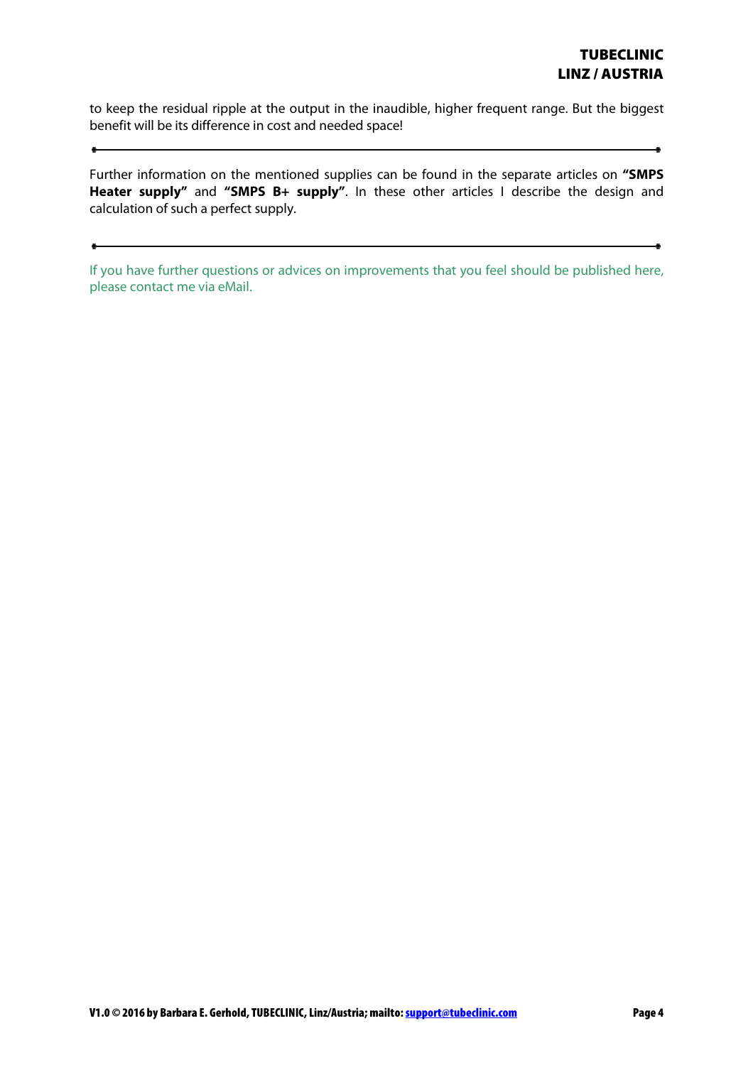to keep the residual ripple at the output in the inaudible, higher frequent range. But the biggest benefit will be its difference in cost and needed space!

---

Further information on the mentioned supplies can be found in the separate articles on **"SMPS Heater supply"** and **"SMPS B+ supply"**. In these other articles I describe the design and calculation of such a perfect supply.

---

If you have further questions or advices on improvements that you feel should be published here, please contact me via eMail.